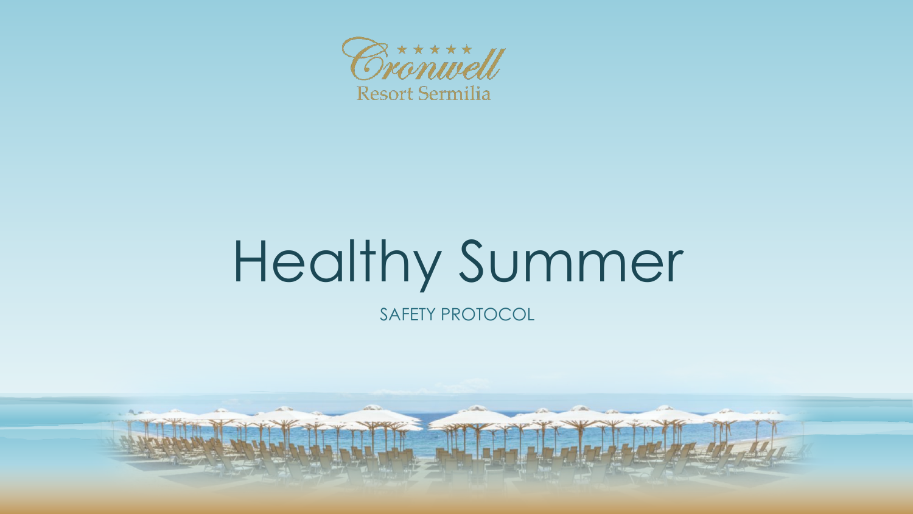Cronwell ★★★★★

Resort Sermilia

# Healthy Summer

SAFETY PROTOCOL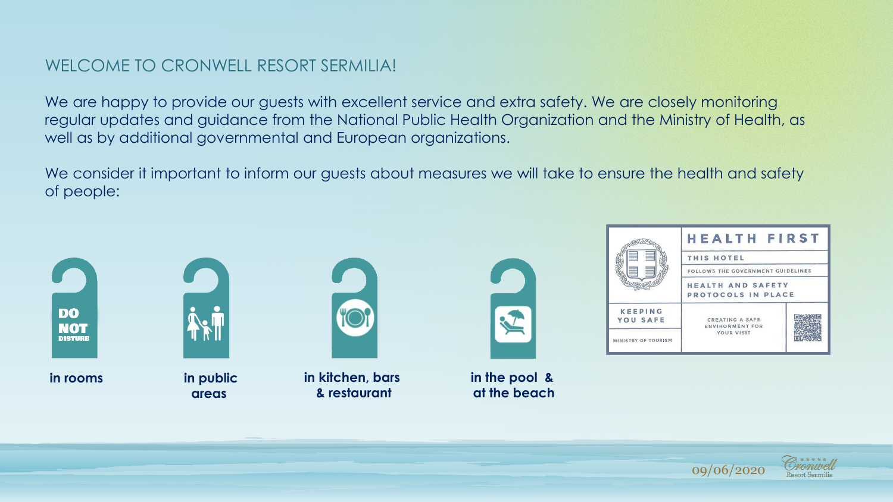## WELCOME TO CRONWELL RESORT SERMILIA!

We are happy to provide our guests with excellent service and extra safety. We are closely monitoring regular updates and guidance from the National Public Health Organization and the Ministry of Health, as well as by additional governmental and European organizations.

We consider it important to inform our guests about measures we will take to ensure the health and safety of people:

**in rooms**

**in public areas**

**in kitchen, bars & restaurant**

**in the pool & at the beach**

HEALTH FIRST

THIS HOTEL

FOLLOWS THE GOVERNMENT GUIDELINES

HEALTH AND SAFETY PROTOCOLS IN PLACE

KEEPING YOU SAFE

MINISTRY OF TOURISM

CREATING A SAFE ENVIRONMENT FOR YOUR VISIT

09/06/2020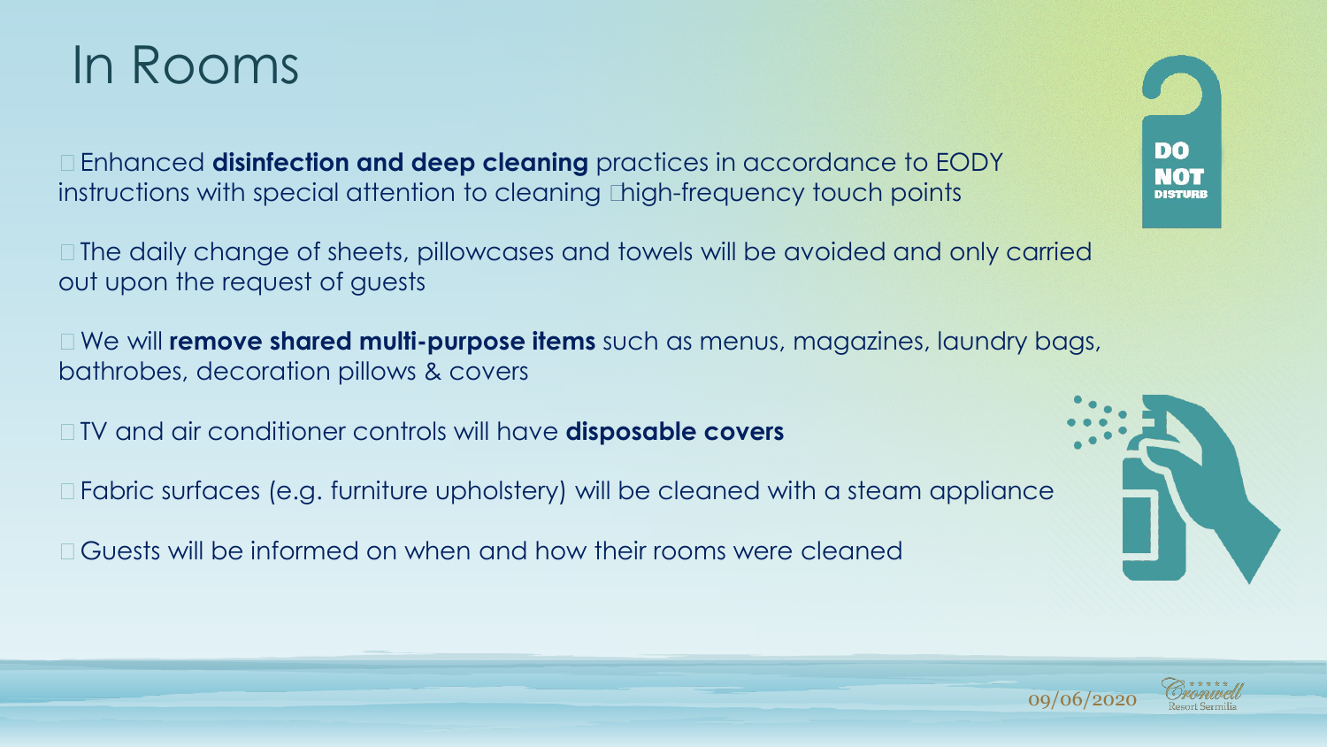# In Rooms

- Enhanced **disinfection and deep cleaning** practices in accordance to EODY instructions with special attention to cleaning high-frequency touch points
- The daily change of sheets, pillowcases and towels will be avoided and only carried out upon the request of guests
- We will **remove shared multi-purpose items** such as menus, magazines, laundry bags, bathrobes, decoration pillows & covers
- TV and air conditioner controls will have **disposable covers**
- Fabric surfaces (e.g. furniture upholstery) will be cleaned with a steam appliance
- Guests will be informed on when and how their rooms were cleaned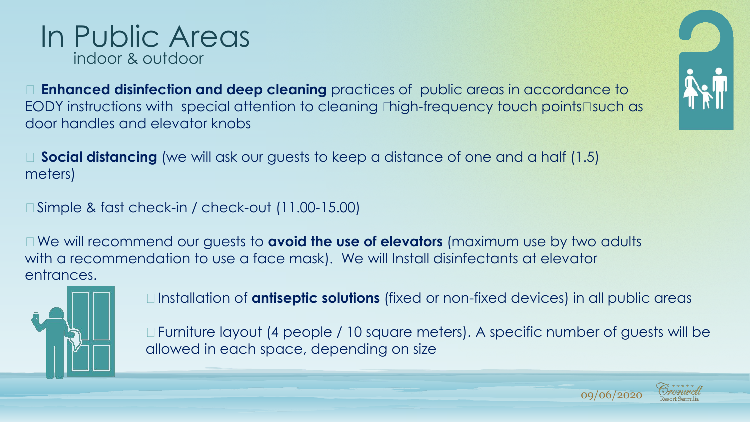# In Public Areas
## indoor & outdoor

- **Enhanced disinfection and deep cleaning** practices of public areas in accordance to EODY instructions with special attention to cleaning high-frequency touch points such as door handles and elevator knobs

- **Social distancing** (we will ask our guests to keep a distance of one and a half (1.5) meters)

- Simple & fast check-in / check-out (11.00-15.00)

- We will recommend our guests to **avoid the use of elevators** (maximum use by two adults with a recommendation to use a face mask). We will Install disinfectants at elevator entrances.

- Installation of **antiseptic solutions** (fixed or non-fixed devices) in all public areas

- Furniture layout (4 people / 10 square meters). A specific number of guests will be allowed in each space, depending on size

09/06/2020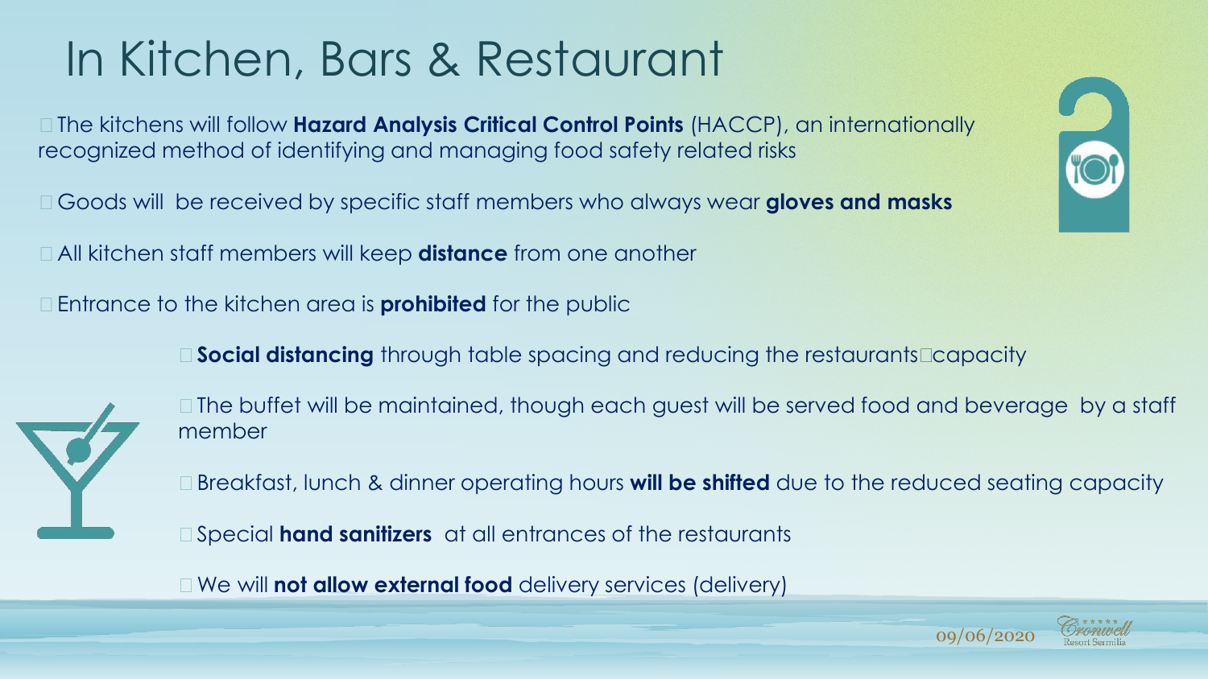# In Kitchen, Bars & Restaurant

- The kitchens will follow **Hazard Analysis Critical Control Points** (HACCP), an internationally recognized method of identifying and managing food safety related risks
- Goods will be received by specific staff members who always wear **gloves and masks**
- All kitchen staff members will keep **distance** from one another
- Entrance to the kitchen area is **prohibited** for the public
- **Social distancing** through table spacing and reducing the restaurants capacity
- The buffet will be maintained, though each guest will be served food and beverage by a staff member
- Breakfast, lunch & dinner operating hours **will be shifted** due to the reduced seating capacity
- Special **hand sanitizers** at all entrances of the restaurants
- We will **not allow external food** delivery services (delivery)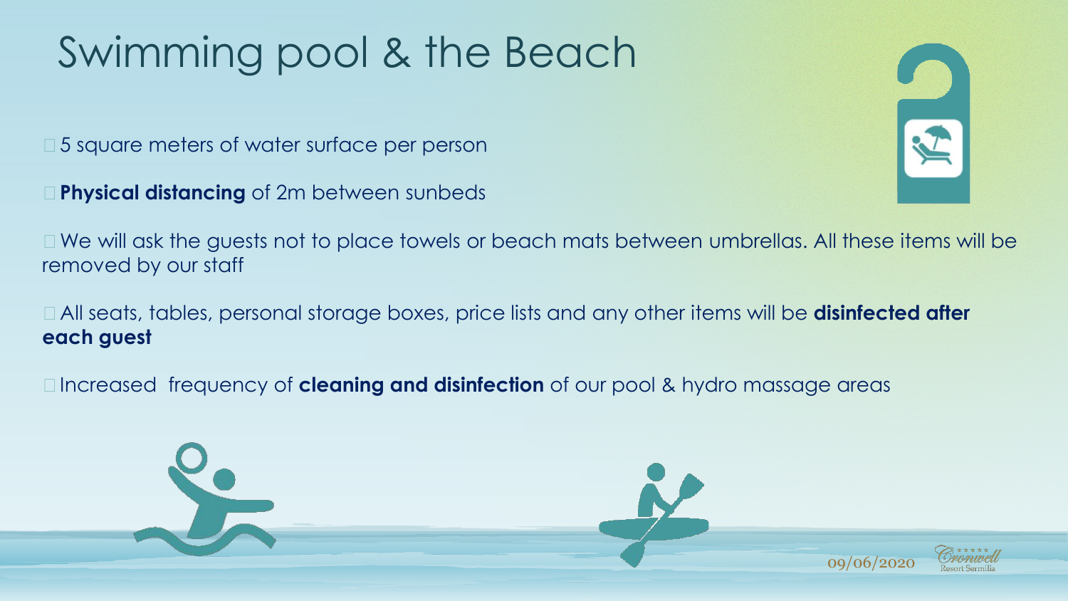# Swimming pool & the Beach

- 5 square meters of water surface per person
- **Physical distancing** of 2m between sunbeds
- We will ask the guests not to place towels or beach mats between umbrellas. All these items will be removed by our staff
- All seats, tables, personal storage boxes, price lists and any other items will be **disinfected after each guest**
- Increased frequency of **cleaning and disinfection** of our pool & hydro massage areas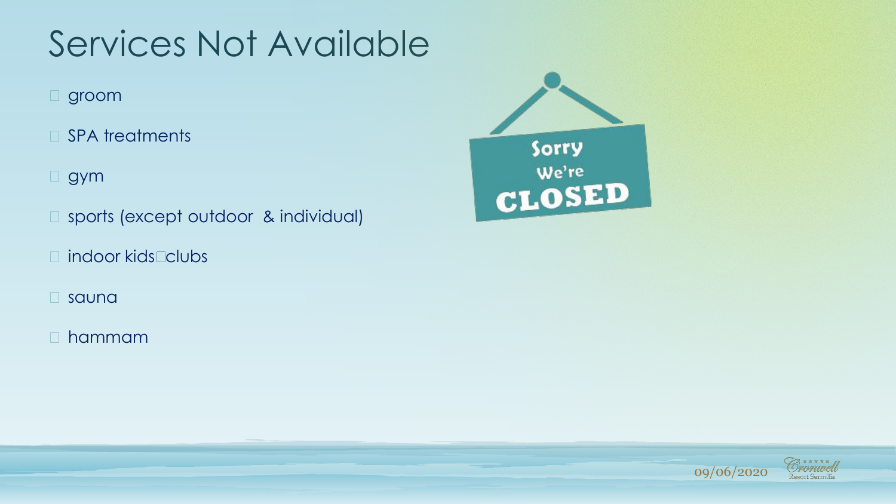# Services Not Available

- groom
- SPA treatments
- gym
- sports (except outdoor & individual)
- indoor kids clubs
- sauna
- hammam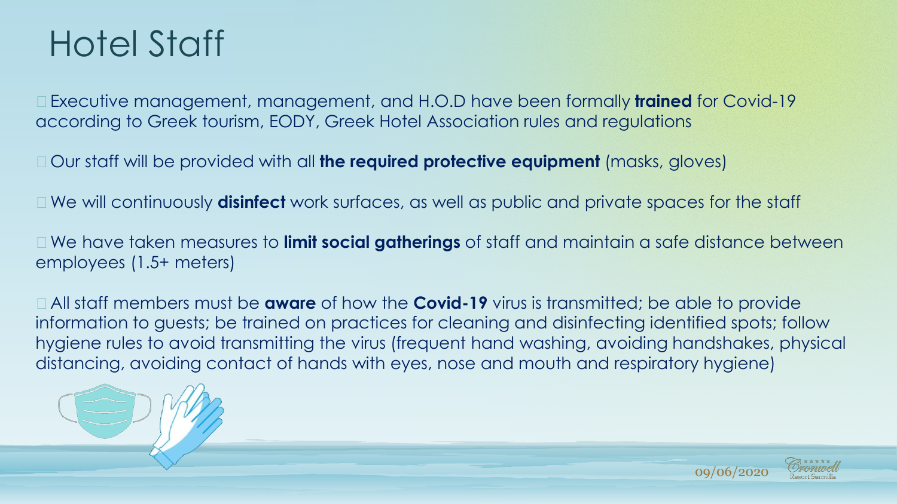# Hotel Staff

- Executive management, management, and H.O.D have been formally **trained** for Covid-19 according to Greek tourism, EODY, Greek Hotel Association rules and regulations
- Our staff will be provided with all **the required protective equipment** (masks, gloves)
- We will continuously **disinfect** work surfaces, as well as public and private spaces for the staff
- We have taken measures to **limit social gatherings** of staff and maintain a safe distance between employees (1.5+ meters)
- All staff members must be **aware** of how the **Covid-19** virus is transmitted; be able to provide information to guests; be trained on practices for cleaning and disinfecting identified spots; follow hygiene rules to avoid transmitting the virus (frequent hand washing, avoiding handshakes, physical distancing, avoiding contact of hands with eyes, nose and mouth and respiratory hygiene)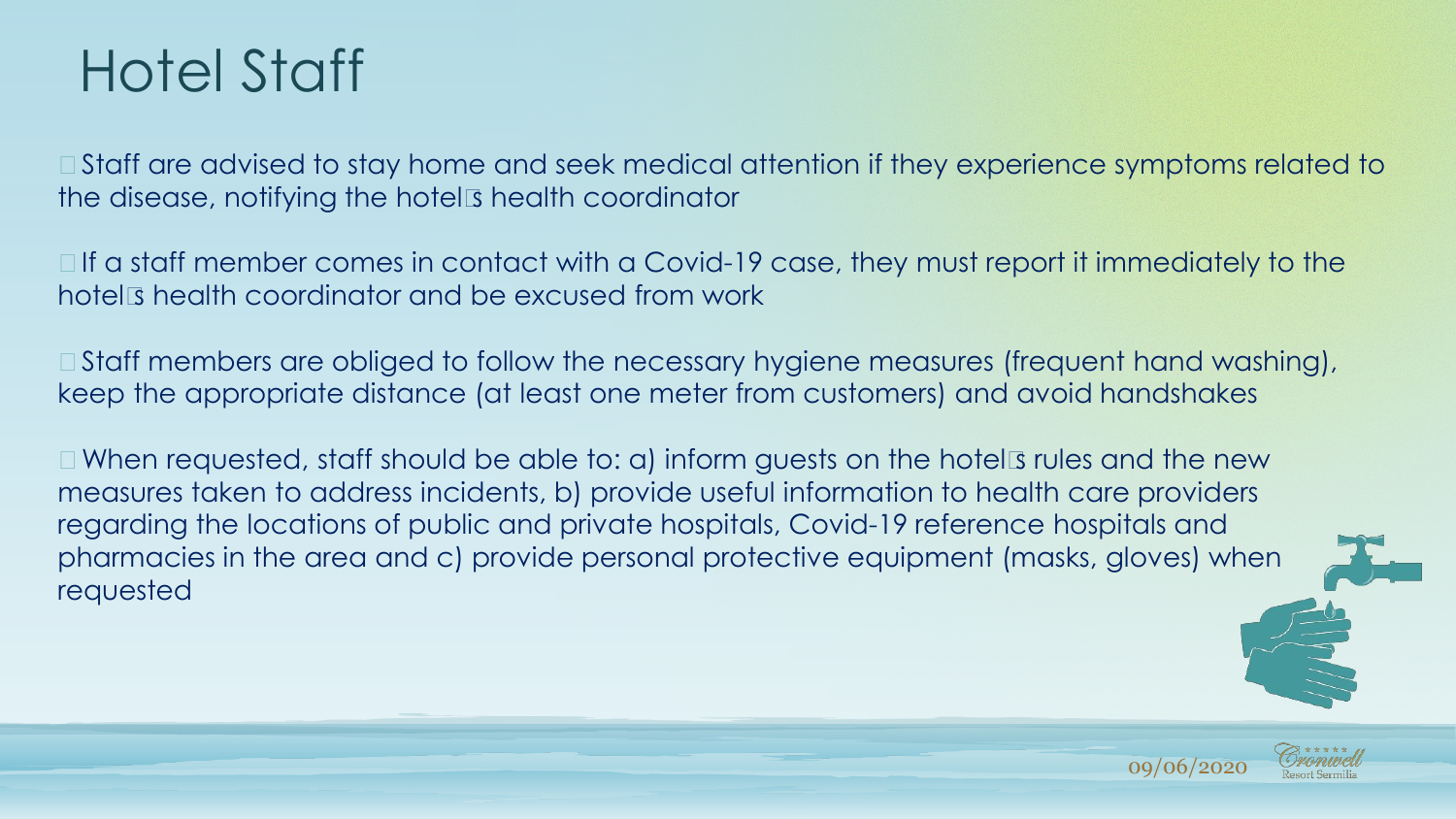# Hotel Staff

- Staff are advised to stay home and seek medical attention if they experience symptoms related to the disease, notifying the hotel's health coordinator

- If a staff member comes in contact with a Covid-19 case, they must report it immediately to the hotel's health coordinator and be excused from work

- Staff members are obliged to follow the necessary hygiene measures (frequent hand washing), keep the appropriate distance (at least one meter from customers) and avoid handshakes

- When requested, staff should be able to: a) inform guests on the hotel's rules and the new measures taken to address incidents, b) provide useful information to health care providers regarding the locations of public and private hospitals, Covid-19 reference hospitals and pharmacies in the area and c) provide personal protective equipment (masks, gloves) when requested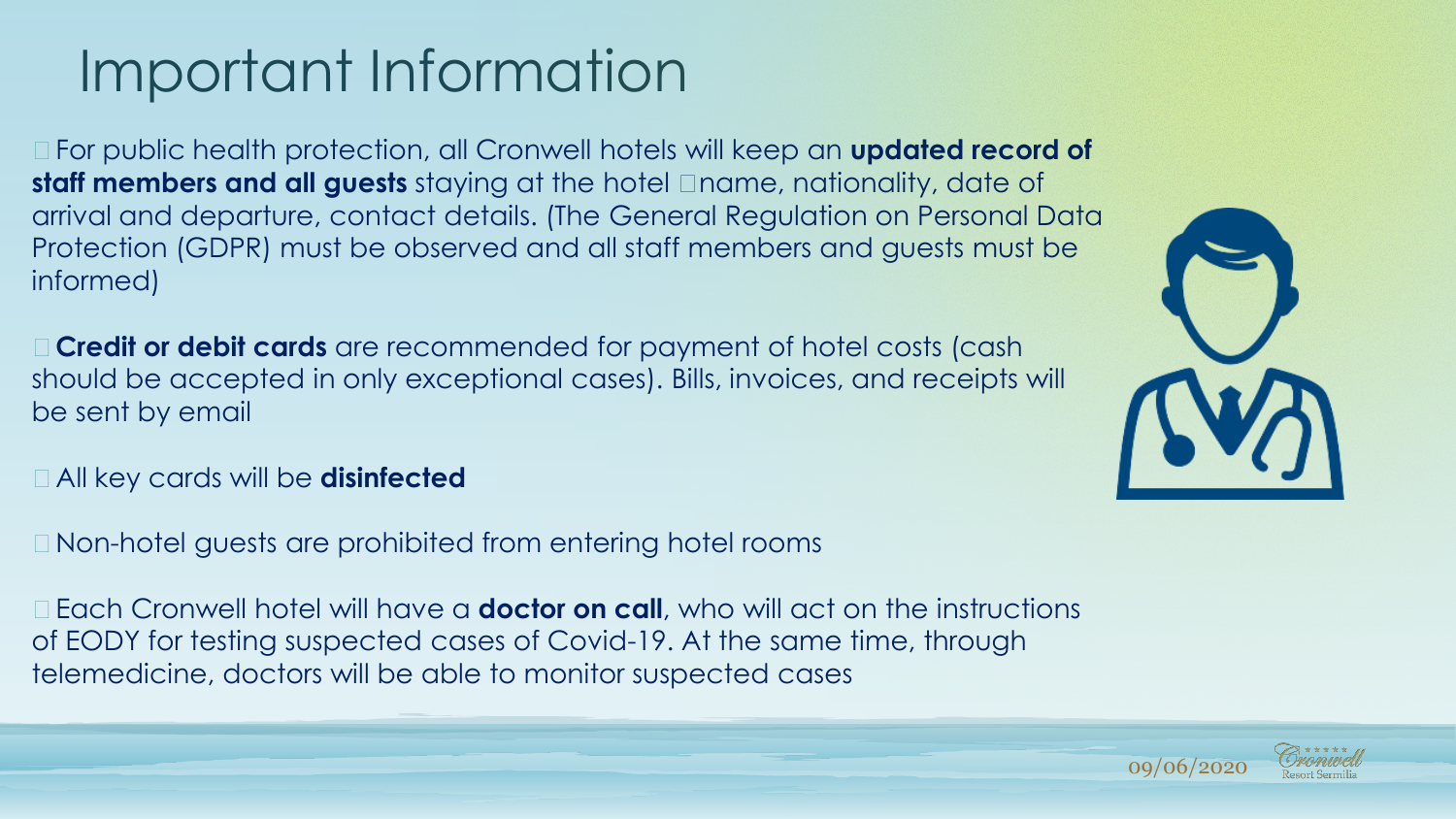# Important Information

- For public health protection, all Cronwell hotels will keep an **updated record of staff members and all guests** staying at the hotel  name, nationality, date of arrival and departure, contact details. (The General Regulation on Personal Data Protection (GDPR) must be observed and all staff members and guests must be informed)

- **Credit or debit cards** are recommended for payment of hotel costs (cash should be accepted in only exceptional cases). Bills, invoices, and receipts will be sent by email

- All key cards will be **disinfected**

- Non-hotel guests are prohibited from entering hotel rooms

- Each Cronwell hotel will have a **doctor on call**, who will act on the instructions of EODY for testing suspected cases of Covid-19. At the same time, through telemedicine, doctors will be able to monitor suspected cases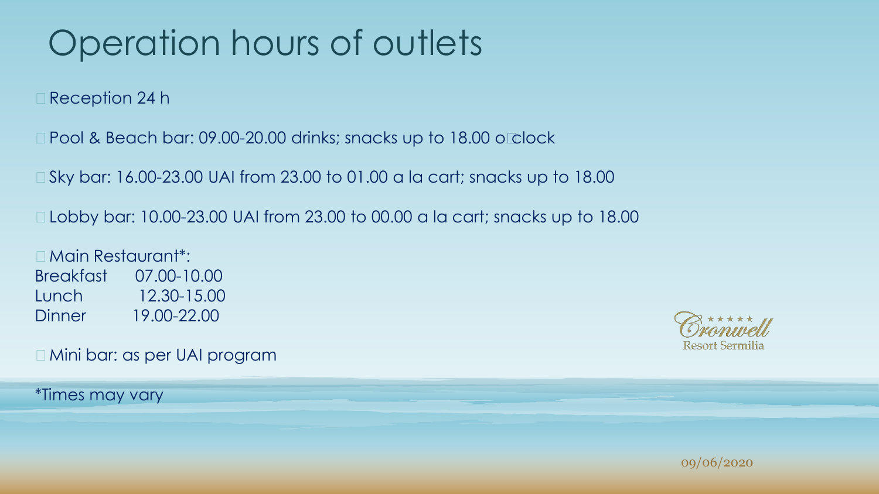# Operation hours of outlets

- Reception 24 h
- Pool & Beach bar: 09.00-20.00 drinks; snacks up to 18.00 o'clock
- Sky bar: 16.00-23.00 UAI from 23.00 to 01.00 a la cart; snacks up to 18.00
- Lobby bar: 10.00-23.00 UAI from 23.00 to 00.00 a la cart; snacks up to 18.00
- Main Restaurant*:

| | |
|---|---|
| Breakfast | 07.00-10.00 |
| Lunch | 12.30-15.00 |
| Dinner | 19.00-22.00 |

- Mini bar: as per UAI program

*Times may vary

Cronwell Resort Sermilia

09/06/2020